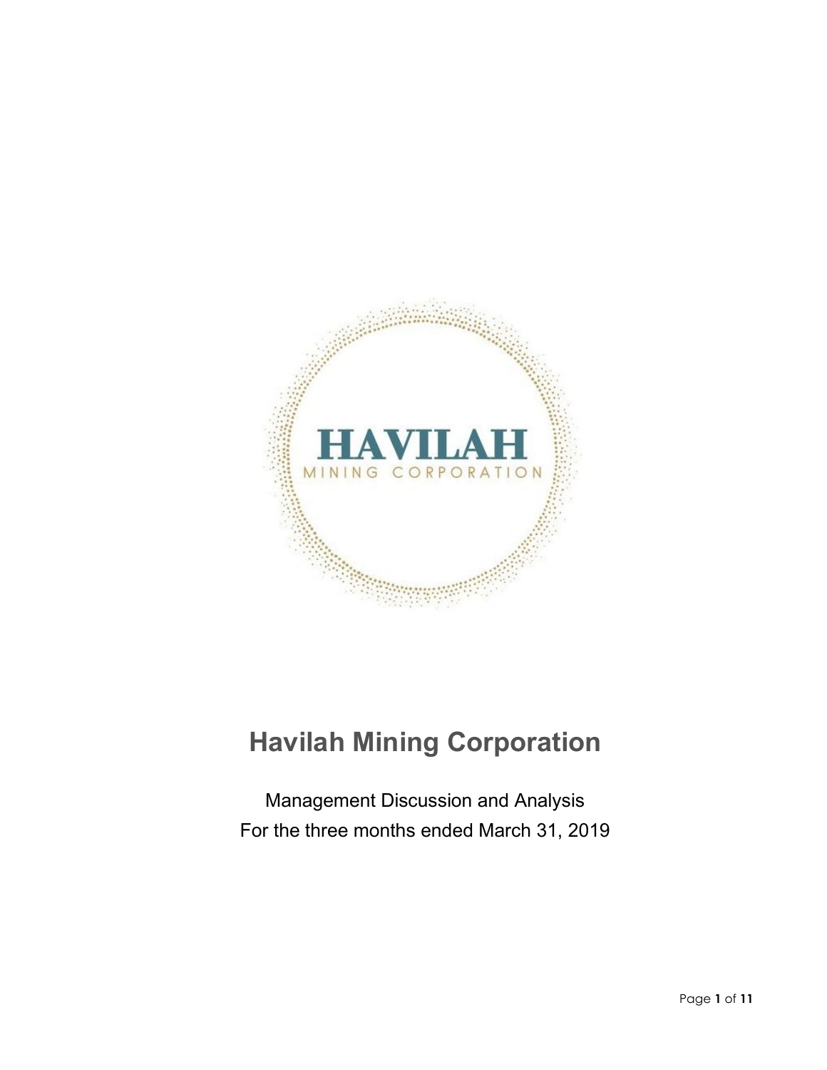# Havilah Mining Corporation

Management Discussion and Analysis

For the three months ended March 31, 2019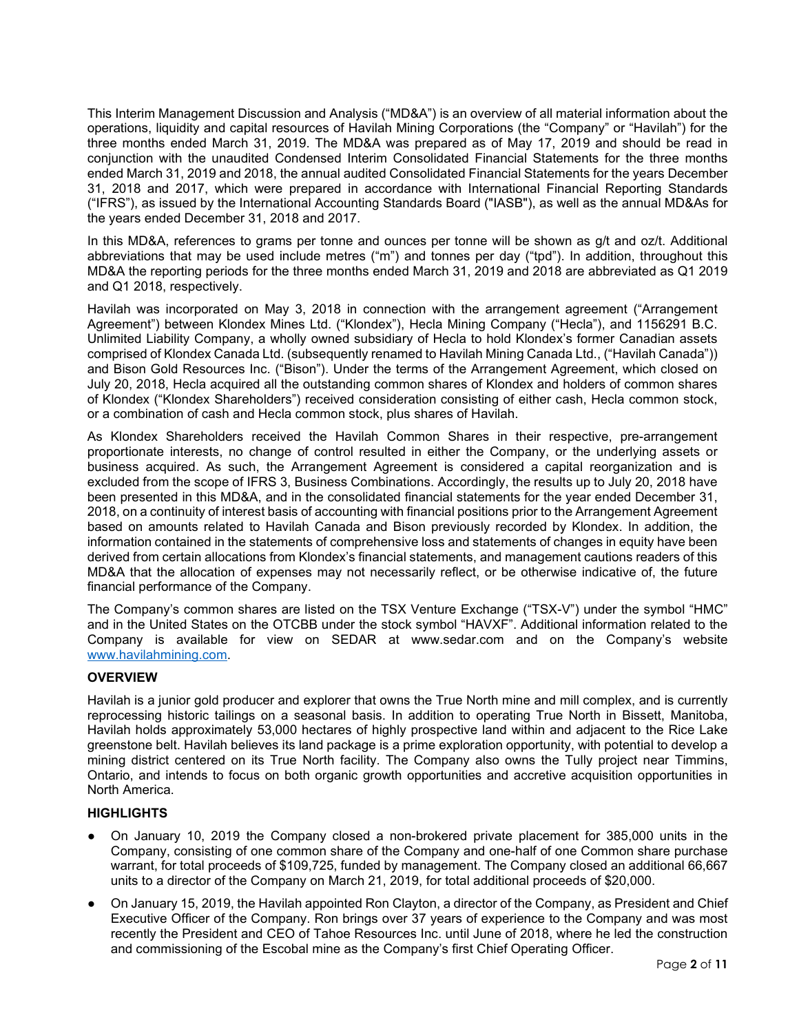This Interim Management Discussion and Analysis ("MD&A") is an overview of all material information about the operations, liquidity and capital resources of Havilah Mining Corporations (the "Company" or "Havilah") for the three months ended March 31, 2019. The MD&A was prepared as of May 17, 2019 and should be read in conjunction with the unaudited Condensed Interim Consolidated Financial Statements for the three months ended March 31, 2019 and 2018, the annual audited Consolidated Financial Statements for the years December 31, 2018 and 2017, which were prepared in accordance with International Financial Reporting Standards ("IFRS"), as issued by the International Accounting Standards Board ("IASB"), as well as the annual MD&As for the years ended December 31, 2018 and 2017.

In this MD&A, references to grams per tonne and ounces per tonne will be shown as g/t and oz/t. Additional abbreviations that may be used include metres ("m") and tonnes per day ("tpd"). In addition, throughout this MD&A the reporting periods for the three months ended March 31, 2019 and 2018 are abbreviated as Q1 2019 and Q1 2018, respectively.

Havilah was incorporated on May 3, 2018 in connection with the arrangement agreement ("Arrangement Agreement") between Klondex Mines Ltd. ("Klondex"), Hecla Mining Company ("Hecla"), and 1156291 B.C. Unlimited Liability Company, a wholly owned subsidiary of Hecla to hold Klondex's former Canadian assets comprised of Klondex Canada Ltd. (subsequently renamed to Havilah Mining Canada Ltd., ("Havilah Canada")) and Bison Gold Resources Inc. ("Bison"). Under the terms of the Arrangement Agreement, which closed on July 20, 2018, Hecla acquired all the outstanding common shares of Klondex and holders of common shares of Klondex ("Klondex Shareholders") received consideration consisting of either cash, Hecla common stock, or a combination of cash and Hecla common stock, plus shares of Havilah.

As Klondex Shareholders received the Havilah Common Shares in their respective, pre-arrangement proportionate interests, no change of control resulted in either the Company, or the underlying assets or business acquired. As such, the Arrangement Agreement is considered a capital reorganization and is excluded from the scope of IFRS 3, Business Combinations. Accordingly, the results up to July 20, 2018 have been presented in this MD&A, and in the consolidated financial statements for the year ended December 31, 2018, on a continuity of interest basis of accounting with financial positions prior to the Arrangement Agreement based on amounts related to Havilah Canada and Bison previously recorded by Klondex. In addition, the information contained in the statements of comprehensive loss and statements of changes in equity have been derived from certain allocations from Klondex's financial statements, and management cautions readers of this MD&A that the allocation of expenses may not necessarily reflect, or be otherwise indicative of, the future financial performance of the Company.

The Company's common shares are listed on the TSX Venture Exchange ("TSX-V") under the symbol "HMC" and in the United States on the OTCBB under the stock symbol "HAVXF". Additional information related to the Company is available for view on SEDAR at www.sedar.com and on the Company's website www.havilahmining.com.

## OVERVIEW

Havilah is a junior gold producer and explorer that owns the True North mine and mill complex, and is currently reprocessing historic tailings on a seasonal basis. In addition to operating True North in Bissett, Manitoba, Havilah holds approximately 53,000 hectares of highly prospective land within and adjacent to the Rice Lake greenstone belt. Havilah believes its land package is a prime exploration opportunity, with potential to develop a mining district centered on its True North facility. The Company also owns the Tully project near Timmins, Ontario, and intends to focus on both organic growth opportunities and accretive acquisition opportunities in North America.

## HIGHLIGHTS

- On January 10, 2019 the Company closed a non-brokered private placement for 385,000 units in the Company, consisting of one common share of the Company and one-half of one Common share purchase warrant, for total proceeds of $109,725, funded by management. The Company closed an additional 66,667 units to a director of the Company on March 21, 2019, for total additional proceeds of $20,000.
- On January 15, 2019, the Havilah appointed Ron Clayton, a director of the Company, as President and Chief Executive Officer of the Company. Ron brings over 37 years of experience to the Company and was most recently the President and CEO of Tahoe Resources Inc. until June of 2018, where he led the construction and commissioning of the Escobal mine as the Company's first Chief Operating Officer.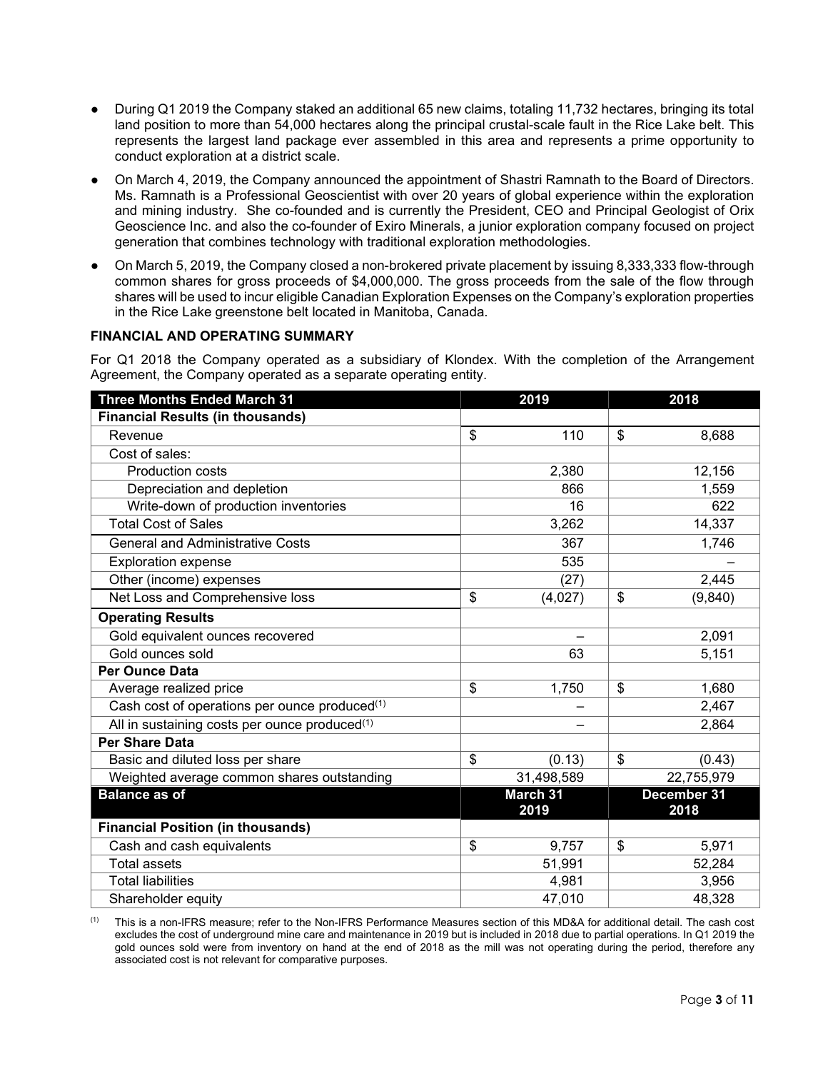- During Q1 2019 the Company staked an additional 65 new claims, totaling 11,732 hectares, bringing its total land position to more than 54,000 hectares along the principal crustal-scale fault in the Rice Lake belt. This represents the largest land package ever assembled in this area and represents a prime opportunity to conduct exploration at a district scale.
- On March 4, 2019, the Company announced the appointment of Shastri Ramnath to the Board of Directors. Ms. Ramnath is a Professional Geoscientist with over 20 years of global experience within the exploration and mining industry. She co-founded and is currently the President, CEO and Principal Geologist of Orix Geoscience Inc. and also the co-founder of Exiro Minerals, a junior exploration company focused on project generation that combines technology with traditional exploration methodologies.
- On March 5, 2019, the Company closed a non-brokered private placement by issuing 8,333,333 flow-through common shares for gross proceeds of $4,000,000. The gross proceeds from the sale of the flow through shares will be used to incur eligible Canadian Exploration Expenses on the Company's exploration properties in the Rice Lake greenstone belt located in Manitoba, Canada.

**FINANCIAL AND OPERATING SUMMARY**

For Q1 2018 the Company operated as a subsidiary of Klondex. With the completion of the Arrangement Agreement, the Company operated as a separate operating entity.

| Three Months Ended March 31 | 2019 | 2018 |
|---|---|---|
| **Financial Results (in thousands)** | | |
| Revenue | $ 110 | $ 8,688 |
| Cost of sales: | | |
| Production costs | 2,380 | 12,156 |
| Depreciation and depletion | 866 | 1,559 |
| Write-down of production inventories | 16 | 622 |
| Total Cost of Sales | 3,262 | 14,337 |
| General and Administrative Costs | 367 | 1,746 |
| Exploration expense | 535 | – |
| Other (income) expenses | (27) | 2,445 |
| Net Loss and Comprehensive loss | $ (4,027) | $ (9,840) |
| **Operating Results** | | |
| Gold equivalent ounces recovered | – | 2,091 |
| Gold ounces sold | 63 | 5,151 |
| **Per Ounce Data** | | |
| Average realized price | $ 1,750 | $ 1,680 |
| Cash cost of operations per ounce produced(1) | – | 2,467 |
| All in sustaining costs per ounce produced(1) | – | 2,864 |
| **Per Share Data** | | |
| Basic and diluted loss per share | $ (0.13) | $ (0.43) |
| Weighted average common shares outstanding | 31,498,589 | 22,755,979 |
| **Balance as of** | **March 31 2019** | **December 31 2018** |
| **Financial Position (in thousands)** | | |
| Cash and cash equivalents | $ 9,757 | $ 5,971 |
| Total assets | 51,991 | 52,284 |
| Total liabilities | 4,981 | 3,956 |
| Shareholder equity | 47,010 | 48,328 |

(1) This is a non-IFRS measure; refer to the Non-IFRS Performance Measures section of this MD&A for additional detail. The cash cost excludes the cost of underground mine care and maintenance in 2019 but is included in 2018 due to partial operations. In Q1 2019 the gold ounces sold were from inventory on hand at the end of 2018 as the mill was not operating during the period, therefore any associated cost is not relevant for comparative purposes.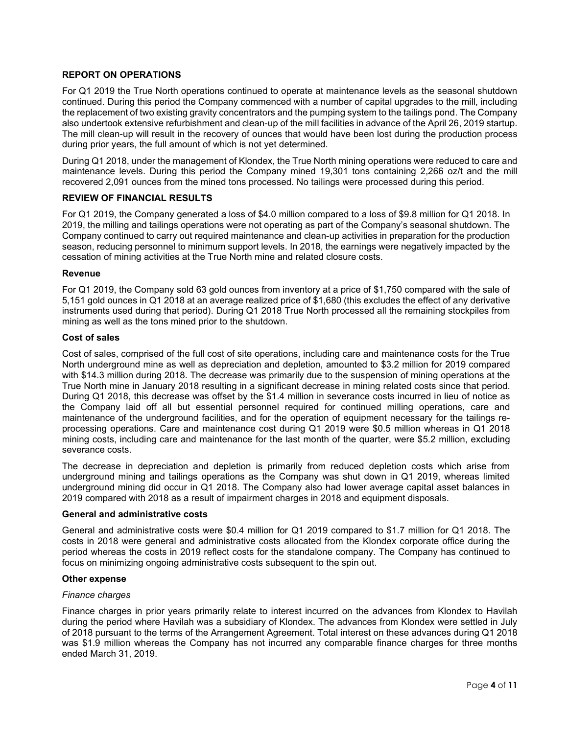## REPORT ON OPERATIONS

For Q1 2019 the True North operations continued to operate at maintenance levels as the seasonal shutdown continued. During this period the Company commenced with a number of capital upgrades to the mill, including the replacement of two existing gravity concentrators and the pumping system to the tailings pond. The Company also undertook extensive refurbishment and clean-up of the mill facilities in advance of the April 26, 2019 startup. The mill clean-up will result in the recovery of ounces that would have been lost during the production process during prior years, the full amount of which is not yet determined.

During Q1 2018, under the management of Klondex, the True North mining operations were reduced to care and maintenance levels. During this period the Company mined 19,301 tons containing 2,266 oz/t and the mill recovered 2,091 ounces from the mined tons processed. No tailings were processed during this period.

## REVIEW OF FINANCIAL RESULTS

For Q1 2019, the Company generated a loss of $4.0 million compared to a loss of $9.8 million for Q1 2018. In 2019, the milling and tailings operations were not operating as part of the Company's seasonal shutdown. The Company continued to carry out required maintenance and clean-up activities in preparation for the production season, reducing personnel to minimum support levels. In 2018, the earnings were negatively impacted by the cessation of mining activities at the True North mine and related closure costs.

### Revenue

For Q1 2019, the Company sold 63 gold ounces from inventory at a price of $1,750 compared with the sale of 5,151 gold ounces in Q1 2018 at an average realized price of $1,680 (this excludes the effect of any derivative instruments used during that period). During Q1 2018 True North processed all the remaining stockpiles from mining as well as the tons mined prior to the shutdown.

### Cost of sales

Cost of sales, comprised of the full cost of site operations, including care and maintenance costs for the True North underground mine as well as depreciation and depletion, amounted to $3.2 million for 2019 compared with $14.3 million during 2018. The decrease was primarily due to the suspension of mining operations at the True North mine in January 2018 resulting in a significant decrease in mining related costs since that period. During Q1 2018, this decrease was offset by the $1.4 million in severance costs incurred in lieu of notice as the Company laid off all but essential personnel required for continued milling operations, care and maintenance of the underground facilities, and for the operation of equipment necessary for the tailings re-processing operations. Care and maintenance cost during Q1 2019 were $0.5 million whereas in Q1 2018 mining costs, including care and maintenance for the last month of the quarter, were $5.2 million, excluding severance costs.

The decrease in depreciation and depletion is primarily from reduced depletion costs which arise from underground mining and tailings operations as the Company was shut down in Q1 2019, whereas limited underground mining did occur in Q1 2018. The Company also had lower average capital asset balances in 2019 compared with 2018 as a result of impairment charges in 2018 and equipment disposals.

### General and administrative costs

General and administrative costs were $0.4 million for Q1 2019 compared to $1.7 million for Q1 2018. The costs in 2018 were general and administrative costs allocated from the Klondex corporate office during the period whereas the costs in 2019 reflect costs for the standalone company. The Company has continued to focus on minimizing ongoing administrative costs subsequent to the spin out.

### Other expense

*Finance charges*

Finance charges in prior years primarily relate to interest incurred on the advances from Klondex to Havilah during the period where Havilah was a subsidiary of Klondex. The advances from Klondex were settled in July of 2018 pursuant to the terms of the Arrangement Agreement. Total interest on these advances during Q1 2018 was $1.9 million whereas the Company has not incurred any comparable finance charges for three months ended March 31, 2019.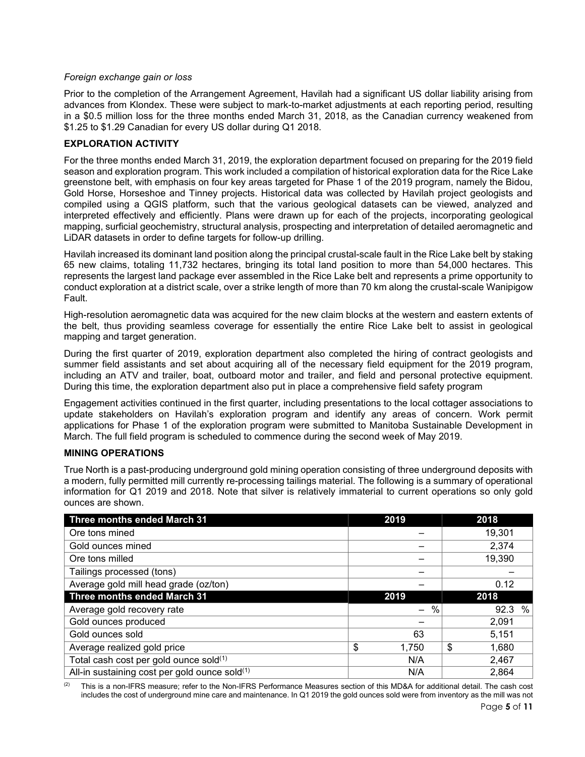*Foreign exchange gain or loss*

Prior to the completion of the Arrangement Agreement, Havilah had a significant US dollar liability arising from advances from Klondex. These were subject to mark-to-market adjustments at each reporting period, resulting in a $0.5 million loss for the three months ended March 31, 2018, as the Canadian currency weakened from $1.25 to $1.29 Canadian for every US dollar during Q1 2018.

## EXPLORATION ACTIVITY

For the three months ended March 31, 2019, the exploration department focused on preparing for the 2019 field season and exploration program. This work included a compilation of historical exploration data for the Rice Lake greenstone belt, with emphasis on four key areas targeted for Phase 1 of the 2019 program, namely the Bidou, Gold Horse, Horseshoe and Tinney projects. Historical data was collected by Havilah project geologists and compiled using a QGIS platform, such that the various geological datasets can be viewed, analyzed and interpreted effectively and efficiently. Plans were drawn up for each of the projects, incorporating geological mapping, surficial geochemistry, structural analysis, prospecting and interpretation of detailed aeromagnetic and LiDAR datasets in order to define targets for follow-up drilling.

Havilah increased its dominant land position along the principal crustal-scale fault in the Rice Lake belt by staking 65 new claims, totaling 11,732 hectares, bringing its total land position to more than 54,000 hectares. This represents the largest land package ever assembled in the Rice Lake belt and represents a prime opportunity to conduct exploration at a district scale, over a strike length of more than 70 km along the crustal-scale Wanipigow Fault.

High-resolution aeromagnetic data was acquired for the new claim blocks at the western and eastern extents of the belt, thus providing seamless coverage for essentially the entire Rice Lake belt to assist in geological mapping and target generation.

During the first quarter of 2019, exploration department also completed the hiring of contract geologists and summer field assistants and set about acquiring all of the necessary field equipment for the 2019 program, including an ATV and trailer, boat, outboard motor and trailer, and field and personal protective equipment. During this time, the exploration department also put in place a comprehensive field safety program

Engagement activities continued in the first quarter, including presentations to the local cottager associations to update stakeholders on Havilah's exploration program and identify any areas of concern. Work permit applications for Phase 1 of the exploration program were submitted to Manitoba Sustainable Development in March. The full field program is scheduled to commence during the second week of May 2019.

## MINING OPERATIONS

True North is a past-producing underground gold mining operation consisting of three underground deposits with a modern, fully permitted mill currently re-processing tailings material. The following is a summary of operational information for Q1 2019 and 2018. Note that silver is relatively immaterial to current operations so only gold ounces are shown.

| Three months ended March 31 | 2019 | 2018 |
|---|---|---|
| Ore tons mined | – | 19,301 |
| Gold ounces mined | – | 2,374 |
| Ore tons milled | – | 19,390 |
| Tailings processed (tons) | – | – |
| Average gold mill head grade (oz/ton) | – | 0.12 |
| **Three months ended March 31** | **2019** | **2018** |
| Average gold recovery rate | – % | 92.3 % |
| Gold ounces produced | – | 2,091 |
| Gold ounces sold | 63 | 5,151 |
| Average realized gold price | $ 1,750 | $ 1,680 |
| Total cash cost per gold ounce sold[1] | N/A | 2,467 |
| All-in sustaining cost per gold ounce sold[1] | N/A | 2,864 |

[2] This is a non-IFRS measure; refer to the Non-IFRS Performance Measures section of this MD&A for additional detail. The cash cost includes the cost of underground mine care and maintenance. In Q1 2019 the gold ounces sold were from inventory as the mill was not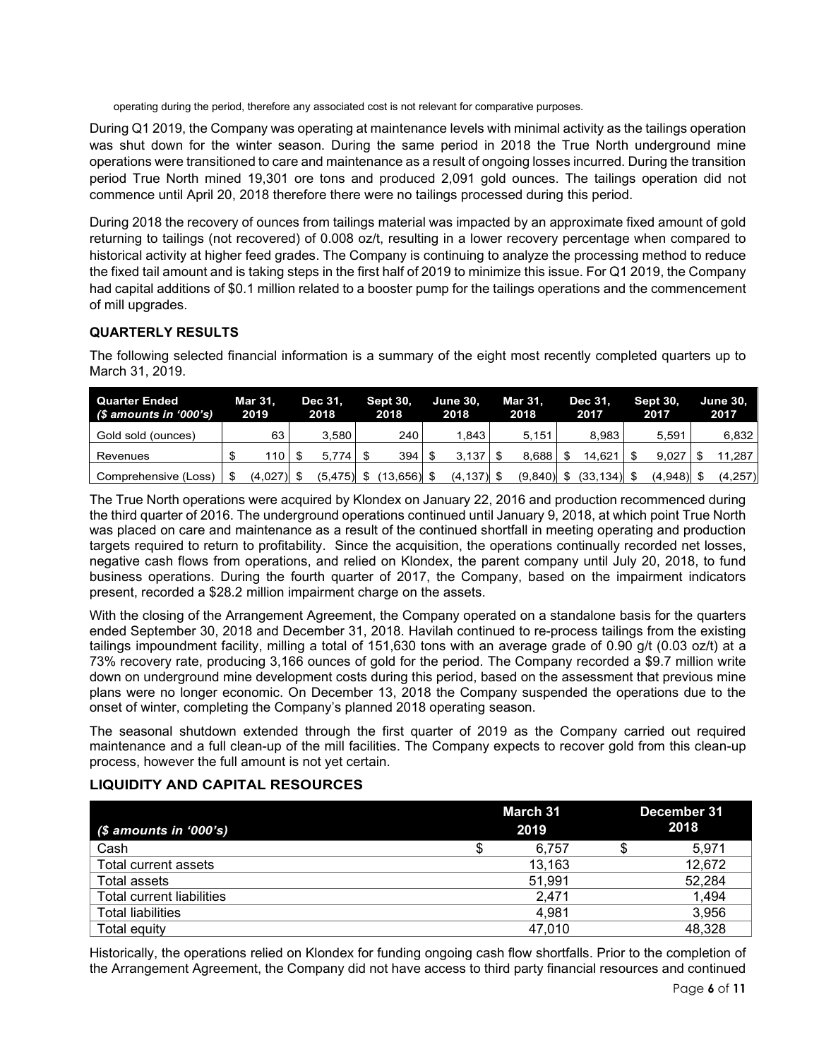operating during the period, therefore any associated cost is not relevant for comparative purposes.

During Q1 2019, the Company was operating at maintenance levels with minimal activity as the tailings operation was shut down for the winter season. During the same period in 2018 the True North underground mine operations were transitioned to care and maintenance as a result of ongoing losses incurred. During the transition period True North mined 19,301 ore tons and produced 2,091 gold ounces. The tailings operation did not commence until April 20, 2018 therefore there were no tailings processed during this period.

During 2018 the recovery of ounces from tailings material was impacted by an approximate fixed amount of gold returning to tailings (not recovered) of 0.008 oz/t, resulting in a lower recovery percentage when compared to historical activity at higher feed grades. The Company is continuing to analyze the processing method to reduce the fixed tail amount and is taking steps in the first half of 2019 to minimize this issue. For Q1 2019, the Company had capital additions of $0.1 million related to a booster pump for the tailings operations and the commencement of mill upgrades.

## QUARTERLY RESULTS

The following selected financial information is a summary of the eight most recently completed quarters up to March 31, 2019.

| Quarter Ended (*$ amounts in '000's*) | Mar 31, 2019 | Dec 31, 2018 | Sept 30, 2018 | June 30, 2018 | Mar 31, 2018 | Dec 31, 2017 | Sept 30, 2017 | June 30, 2017 |
|---|---|---|---|---|---|---|---|---|
| Gold sold (ounces) | 63 | 3,580 | 240 | 1,843 | 5,151 | 8,983 | 5,591 | 6,832 |
| Revenues | $ 110 | $ 5,774 | $ 394 | $ 3,137 | $ 8,688 | $ 14,621 | $ 9,027 | $ 11,287 |
| Comprehensive (Loss) | $ (4,027) | $ (5,475) | $ (13,656) | $ (4,137) | $ (9,840) | $ (33,134) | $ (4,948) | $ (4,257) |

The True North operations were acquired by Klondex on January 22, 2016 and production recommenced during the third quarter of 2016. The underground operations continued until January 9, 2018, at which point True North was placed on care and maintenance as a result of the continued shortfall in meeting operating and production targets required to return to profitability. Since the acquisition, the operations continually recorded net losses, negative cash flows from operations, and relied on Klondex, the parent company until July 20, 2018, to fund business operations. During the fourth quarter of 2017, the Company, based on the impairment indicators present, recorded a $28.2 million impairment charge on the assets.

With the closing of the Arrangement Agreement, the Company operated on a standalone basis for the quarters ended September 30, 2018 and December 31, 2018. Havilah continued to re-process tailings from the existing tailings impoundment facility, milling a total of 151,630 tons with an average grade of 0.90 g/t (0.03 oz/t) at a 73% recovery rate, producing 3,166 ounces of gold for the period. The Company recorded a $9.7 million write down on underground mine development costs during this period, based on the assessment that previous mine plans were no longer economic. On December 13, 2018 the Company suspended the operations due to the onset of winter, completing the Company's planned 2018 operating season.

The seasonal shutdown extended through the first quarter of 2019 as the Company carried out required maintenance and a full clean-up of the mill facilities. The Company expects to recover gold from this clean-up process, however the full amount is not yet certain.

## LIQUIDITY AND CAPITAL RESOURCES

| *($ amounts in '000's)* | March 31 2019 | December 31 2018 |
|---|---|---|
| Cash | $ 6,757 | $ 5,971 |
| Total current assets | 13,163 | 12,672 |
| Total assets | 51,991 | 52,284 |
| Total current liabilities | 2,471 | 1,494 |
| Total liabilities | 4,981 | 3,956 |
| Total equity | 47,010 | 48,328 |

Historically, the operations relied on Klondex for funding ongoing cash flow shortfalls. Prior to the completion of the Arrangement Agreement, the Company did not have access to third party financial resources and continued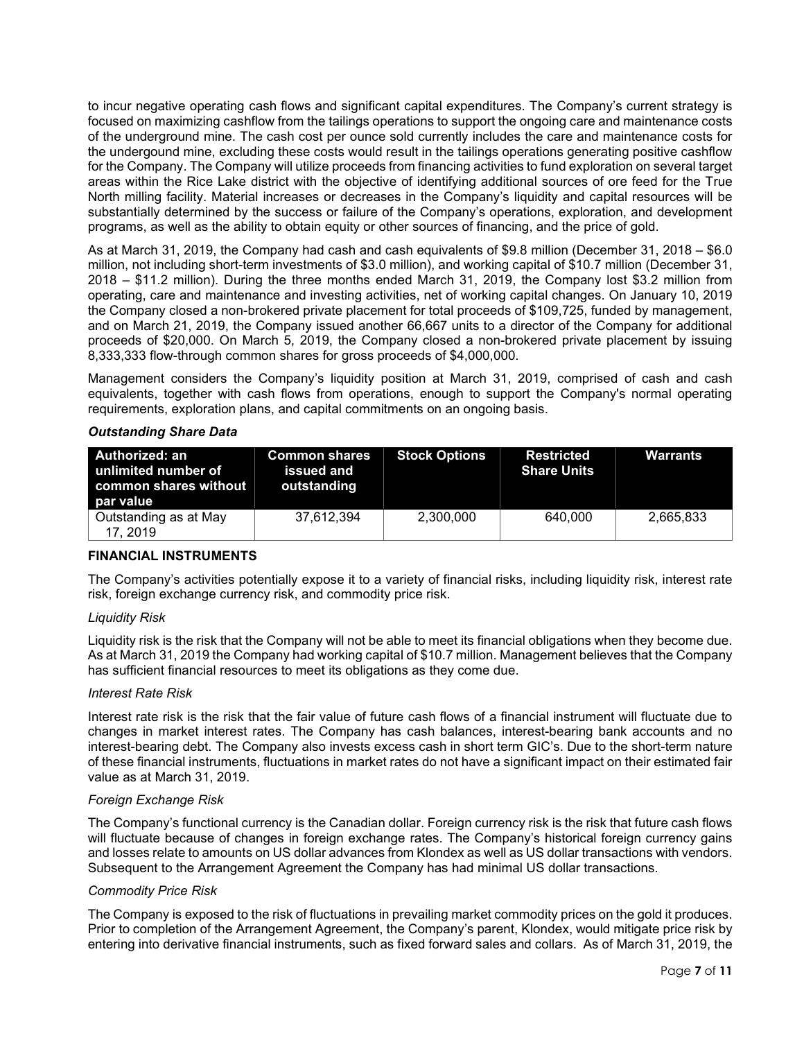to incur negative operating cash flows and significant capital expenditures. The Company's current strategy is focused on maximizing cashflow from the tailings operations to support the ongoing care and maintenance costs of the underground mine. The cash cost per ounce sold currently includes the care and maintenance costs for the undergound mine, excluding these costs would result in the tailings operations generating positive cashflow for the Company. The Company will utilize proceeds from financing activities to fund exploration on several target areas within the Rice Lake district with the objective of identifying additional sources of ore feed for the True North milling facility. Material increases or decreases in the Company's liquidity and capital resources will be substantially determined by the success or failure of the Company's operations, exploration, and development programs, as well as the ability to obtain equity or other sources of financing, and the price of gold.

As at March 31, 2019, the Company had cash and cash equivalents of $9.8 million (December 31, 2018 – $6.0 million, not including short-term investments of $3.0 million), and working capital of $10.7 million (December 31, 2018 – $11.2 million). During the three months ended March 31, 2019, the Company lost $3.2 million from operating, care and maintenance and investing activities, net of working capital changes. On January 10, 2019 the Company closed a non-brokered private placement for total proceeds of $109,725, funded by management, and on March 21, 2019, the Company issued another 66,667 units to a director of the Company for additional proceeds of $20,000. On March 5, 2019, the Company closed a non-brokered private placement by issuing 8,333,333 flow-through common shares for gross proceeds of $4,000,000.

Management considers the Company's liquidity position at March 31, 2019, comprised of cash and cash equivalents, together with cash flows from operations, enough to support the Company's normal operating requirements, exploration plans, and capital commitments on an ongoing basis.

***Outstanding Share Data***

| Authorized: an unlimited number of common shares without par value | Common shares issued and outstanding | Stock Options | Restricted Share Units | Warrants |
|---|---|---|---|---|
| Outstanding as at May 17, 2019 | 37,612,394 | 2,300,000 | 640,000 | 2,665,833 |

**FINANCIAL INSTRUMENTS**

The Company's activities potentially expose it to a variety of financial risks, including liquidity risk, interest rate risk, foreign exchange currency risk, and commodity price risk.

*Liquidity Risk*

Liquidity risk is the risk that the Company will not be able to meet its financial obligations when they become due. As at March 31, 2019 the Company had working capital of $10.7 million. Management believes that the Company has sufficient financial resources to meet its obligations as they come due.

*Interest Rate Risk*

Interest rate risk is the risk that the fair value of future cash flows of a financial instrument will fluctuate due to changes in market interest rates. The Company has cash balances, interest-bearing bank accounts and no interest-bearing debt. The Company also invests excess cash in short term GIC's. Due to the short-term nature of these financial instruments, fluctuations in market rates do not have a significant impact on their estimated fair value as at March 31, 2019.

*Foreign Exchange Risk*

The Company's functional currency is the Canadian dollar. Foreign currency risk is the risk that future cash flows will fluctuate because of changes in foreign exchange rates. The Company's historical foreign currency gains and losses relate to amounts on US dollar advances from Klondex as well as US dollar transactions with vendors. Subsequent to the Arrangement Agreement the Company has had minimal US dollar transactions.

*Commodity Price Risk*

The Company is exposed to the risk of fluctuations in prevailing market commodity prices on the gold it produces. Prior to completion of the Arrangement Agreement, the Company's parent, Klondex, would mitigate price risk by entering into derivative financial instruments, such as fixed forward sales and collars. As of March 31, 2019, the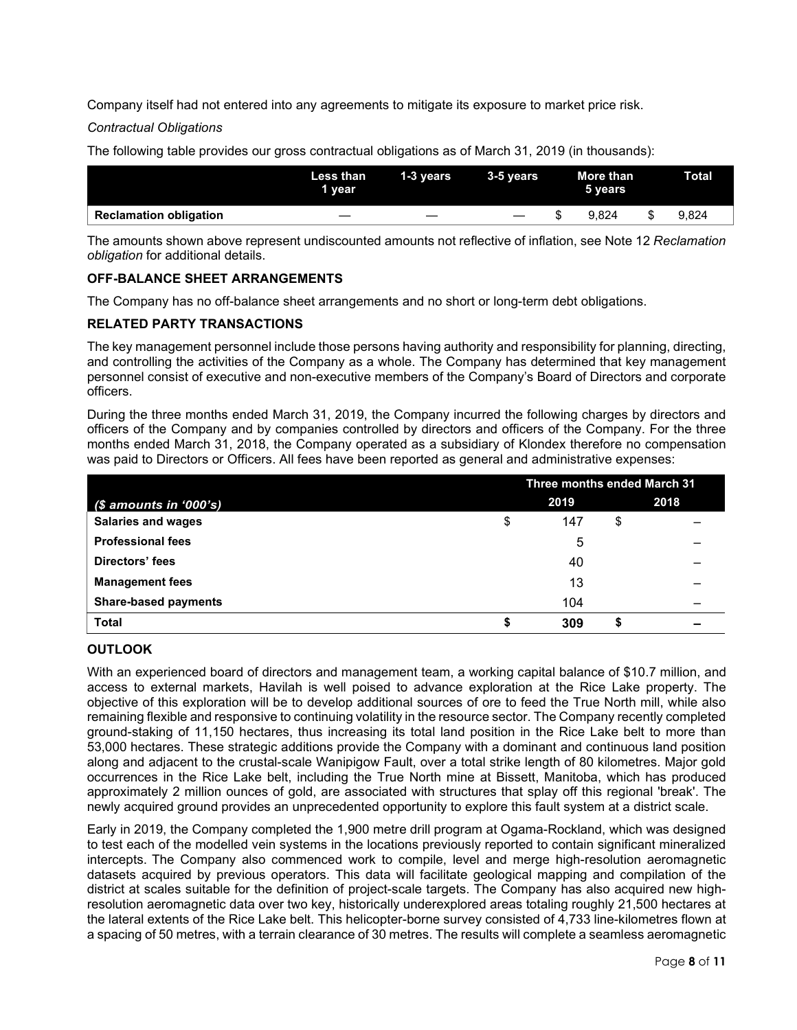Company itself had not entered into any agreements to mitigate its exposure to market price risk.

*Contractual Obligations*

The following table provides our gross contractual obligations as of March 31, 2019 (in thousands):

| | Less than 1 year | 1-3 years | 3-5 years | More than 5 years | Total |
|---|---|---|---|---|---|
| **Reclamation obligation** | — | — | — | $ 9,824 | $ 9,824 |

The amounts shown above represent undiscounted amounts not reflective of inflation, see Note 12 *Reclamation obligation* for additional details.

## OFF-BALANCE SHEET ARRANGEMENTS

The Company has no off-balance sheet arrangements and no short or long-term debt obligations.

## RELATED PARTY TRANSACTIONS

The key management personnel include those persons having authority and responsibility for planning, directing, and controlling the activities of the Company as a whole. The Company has determined that key management personnel consist of executive and non-executive members of the Company's Board of Directors and corporate officers.

During the three months ended March 31, 2019, the Company incurred the following charges by directors and officers of the Company and by companies controlled by directors and officers of the Company. For the three months ended March 31, 2018, the Company operated as a subsidiary of Klondex therefore no compensation was paid to Directors or Officers. All fees have been reported as general and administrative expenses:

| | Three months ended March 31 | |
|---|---|---|
| *($ amounts in '000's)* | 2019 | 2018 |
| **Salaries and wages** | $ 147 | $ – |
| **Professional fees** | 5 | – |
| **Directors' fees** | 40 | – |
| **Management fees** | 13 | – |
| **Share-based payments** | 104 | – |
| **Total** | **$ 309** | **$ –** |

## OUTLOOK

With an experienced board of directors and management team, a working capital balance of $10.7 million, and access to external markets, Havilah is well poised to advance exploration at the Rice Lake property. The objective of this exploration will be to develop additional sources of ore to feed the True North mill, while also remaining flexible and responsive to continuing volatility in the resource sector. The Company recently completed ground-staking of 11,150 hectares, thus increasing its total land position in the Rice Lake belt to more than 53,000 hectares. These strategic additions provide the Company with a dominant and continuous land position along and adjacent to the crustal-scale Wanipigow Fault, over a total strike length of 80 kilometres. Major gold occurrences in the Rice Lake belt, including the True North mine at Bissett, Manitoba, which has produced approximately 2 million ounces of gold, are associated with structures that splay off this regional 'break'. The newly acquired ground provides an unprecedented opportunity to explore this fault system at a district scale.

Early in 2019, the Company completed the 1,900 metre drill program at Ogama-Rockland, which was designed to test each of the modelled vein systems in the locations previously reported to contain significant mineralized intercepts. The Company also commenced work to compile, level and merge high-resolution aeromagnetic datasets acquired by previous operators. This data will facilitate geological mapping and compilation of the district at scales suitable for the definition of project-scale targets. The Company has also acquired new high-resolution aeromagnetic data over two key, historically underexplored areas totaling roughly 21,500 hectares at the lateral extents of the Rice Lake belt. This helicopter-borne survey consisted of 4,733 line-kilometres flown at a spacing of 50 metres, with a terrain clearance of 30 metres. The results will complete a seamless aeromagnetic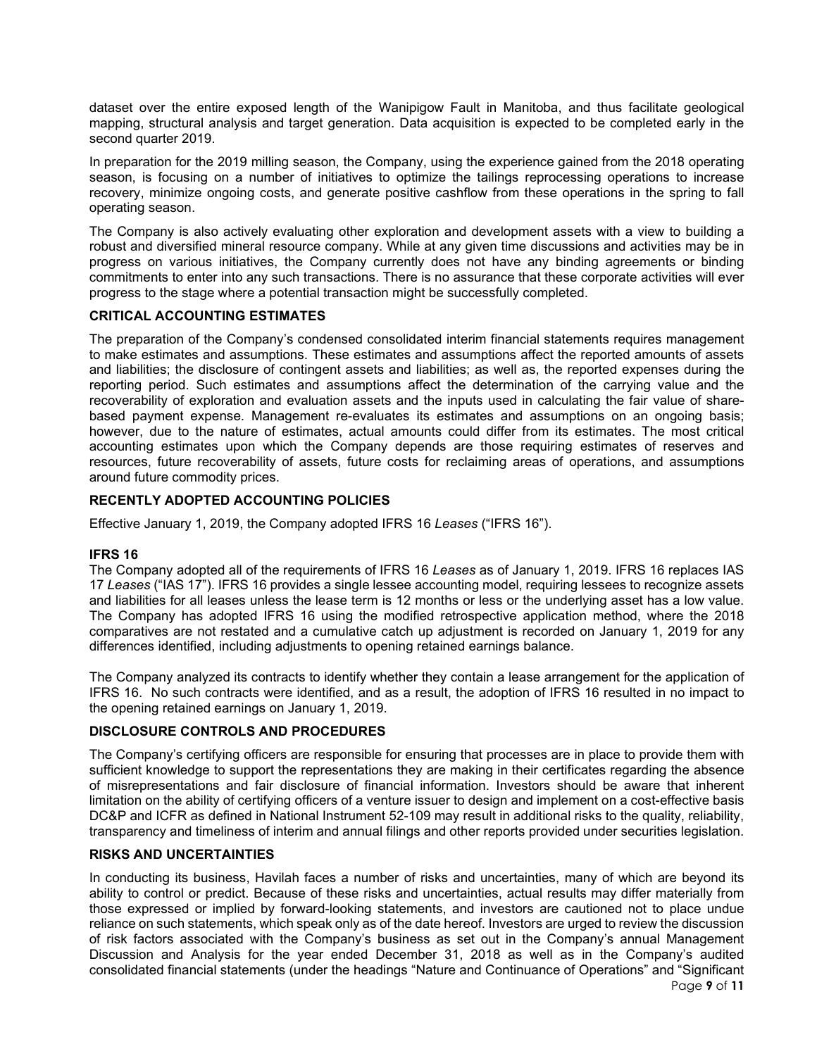dataset over the entire exposed length of the Wanipigow Fault in Manitoba, and thus facilitate geological mapping, structural analysis and target generation. Data acquisition is expected to be completed early in the second quarter 2019.

In preparation for the 2019 milling season, the Company, using the experience gained from the 2018 operating season, is focusing on a number of initiatives to optimize the tailings reprocessing operations to increase recovery, minimize ongoing costs, and generate positive cashflow from these operations in the spring to fall operating season.

The Company is also actively evaluating other exploration and development assets with a view to building a robust and diversified mineral resource company. While at any given time discussions and activities may be in progress on various initiatives, the Company currently does not have any binding agreements or binding commitments to enter into any such transactions. There is no assurance that these corporate activities will ever progress to the stage where a potential transaction might be successfully completed.

## CRITICAL ACCOUNTING ESTIMATES

The preparation of the Company's condensed consolidated interim financial statements requires management to make estimates and assumptions. These estimates and assumptions affect the reported amounts of assets and liabilities; the disclosure of contingent assets and liabilities; as well as, the reported expenses during the reporting period. Such estimates and assumptions affect the determination of the carrying value and the recoverability of exploration and evaluation assets and the inputs used in calculating the fair value of share-based payment expense. Management re-evaluates its estimates and assumptions on an ongoing basis; however, due to the nature of estimates, actual amounts could differ from its estimates. The most critical accounting estimates upon which the Company depends are those requiring estimates of reserves and resources, future recoverability of assets, future costs for reclaiming areas of operations, and assumptions around future commodity prices.

## RECENTLY ADOPTED ACCOUNTING POLICIES

Effective January 1, 2019, the Company adopted IFRS 16 *Leases* ("IFRS 16").

### IFRS 16

The Company adopted all of the requirements of IFRS 16 *Leases* as of January 1, 2019. IFRS 16 replaces IAS 17 *Leases* ("IAS 17"). IFRS 16 provides a single lessee accounting model, requiring lessees to recognize assets and liabilities for all leases unless the lease term is 12 months or less or the underlying asset has a low value. The Company has adopted IFRS 16 using the modified retrospective application method, where the 2018 comparatives are not restated and a cumulative catch up adjustment is recorded on January 1, 2019 for any differences identified, including adjustments to opening retained earnings balance.

The Company analyzed its contracts to identify whether they contain a lease arrangement for the application of IFRS 16. No such contracts were identified, and as a result, the adoption of IFRS 16 resulted in no impact to the opening retained earnings on January 1, 2019.

## DISCLOSURE CONTROLS AND PROCEDURES

The Company's certifying officers are responsible for ensuring that processes are in place to provide them with sufficient knowledge to support the representations they are making in their certificates regarding the absence of misrepresentations and fair disclosure of financial information. Investors should be aware that inherent limitation on the ability of certifying officers of a venture issuer to design and implement on a cost-effective basis DC&P and ICFR as defined in National Instrument 52-109 may result in additional risks to the quality, reliability, transparency and timeliness of interim and annual filings and other reports provided under securities legislation.

## RISKS AND UNCERTAINTIES

In conducting its business, Havilah faces a number of risks and uncertainties, many of which are beyond its ability to control or predict. Because of these risks and uncertainties, actual results may differ materially from those expressed or implied by forward-looking statements, and investors are cautioned not to place undue reliance on such statements, which speak only as of the date hereof. Investors are urged to review the discussion of risk factors associated with the Company's business as set out in the Company's annual Management Discussion and Analysis for the year ended December 31, 2018 as well as in the Company's audited consolidated financial statements (under the headings "Nature and Continuance of Operations" and "Significant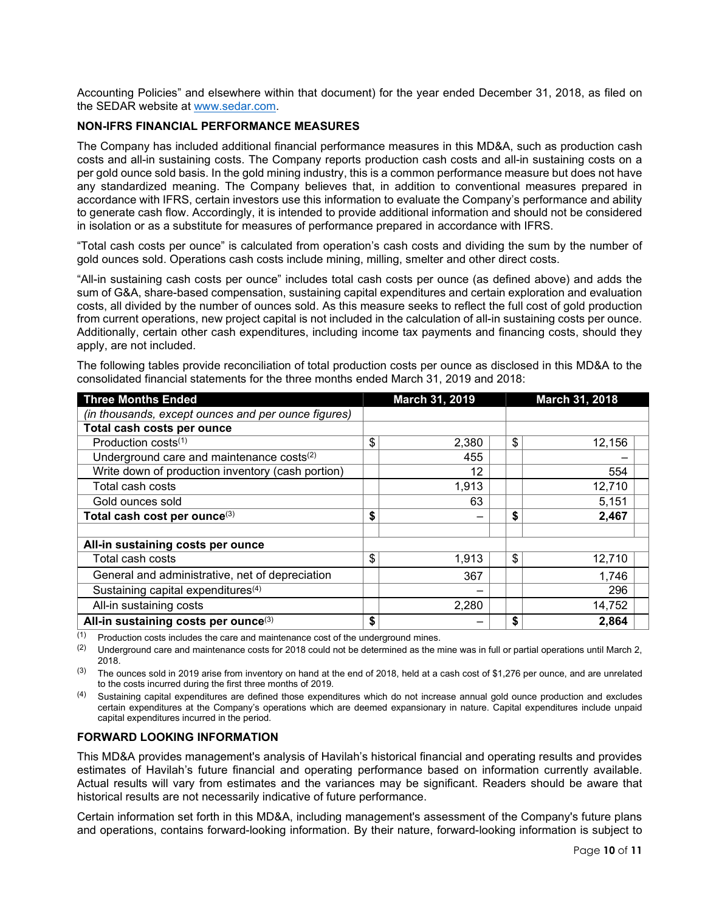Accounting Policies" and elsewhere within that document) for the year ended December 31, 2018, as filed on the SEDAR website at www.sedar.com.

### NON-IFRS FINANCIAL PERFORMANCE MEASURES

The Company has included additional financial performance measures in this MD&A, such as production cash costs and all-in sustaining costs. The Company reports production cash costs and all-in sustaining costs on a per gold ounce sold basis. In the gold mining industry, this is a common performance measure but does not have any standardized meaning. The Company believes that, in addition to conventional measures prepared in accordance with IFRS, certain investors use this information to evaluate the Company's performance and ability to generate cash flow. Accordingly, it is intended to provide additional information and should not be considered in isolation or as a substitute for measures of performance prepared in accordance with IFRS.

"Total cash costs per ounce" is calculated from operation's cash costs and dividing the sum by the number of gold ounces sold. Operations cash costs include mining, milling, smelter and other direct costs.

"All-in sustaining cash costs per ounce" includes total cash costs per ounce (as defined above) and adds the sum of G&A, share-based compensation, sustaining capital expenditures and certain exploration and evaluation costs, all divided by the number of ounces sold. As this measure seeks to reflect the full cost of gold production from current operations, new project capital is not included in the calculation of all-in sustaining costs per ounce. Additionally, certain other cash expenditures, including income tax payments and financing costs, should they apply, are not included.

The following tables provide reconciliation of total production costs per ounce as disclosed in this MD&A to the consolidated financial statements for the three months ended March 31, 2019 and 2018:

| Three Months Ended | March 31, 2019 | March 31, 2018 |
|---|---|---|
| *(in thousands, except ounces and per ounce figures)* | | |
| **Total cash costs per ounce** | | |
| Production costs[1] | $ 2,380 | $ 12,156 |
| Underground care and maintenance costs[2] | 455 | – |
| Write down of production inventory (cash portion) | 12 | 554 |
| Total cash costs | 1,913 | 12,710 |
| Gold ounces sold | 63 | 5,151 |
| **Total cash cost per ounce**[3] | **$ –** | **$ 2,467** |
| | | |
| **All-in sustaining costs per ounce** | | |
| Total cash costs | $ 1,913 | $ 12,710 |
| General and administrative, net of depreciation | 367 | 1,746 |
| Sustaining capital expenditures[4] | – | 296 |
| All-in sustaining costs | 2,280 | 14,752 |
| **All-in sustaining costs per ounce**[3] | **$ –** | **$ 2,864** |

(1) Production costs includes the care and maintenance cost of the underground mines.

(2) Underground care and maintenance costs for 2018 could not be determined as the mine was in full or partial operations until March 2, 2018.

(3) The ounces sold in 2019 arise from inventory on hand at the end of 2018, held at a cash cost of $1,276 per ounce, and are unrelated to the costs incurred during the first three months of 2019.

(4) Sustaining capital expenditures are defined those expenditures which do not increase annual gold ounce production and excludes certain expenditures at the Company's operations which are deemed expansionary in nature. Capital expenditures include unpaid capital expenditures incurred in the period.

### FORWARD LOOKING INFORMATION

This MD&A provides management's analysis of Havilah's historical financial and operating results and provides estimates of Havilah's future financial and operating performance based on information currently available. Actual results will vary from estimates and the variances may be significant. Readers should be aware that historical results are not necessarily indicative of future performance.

Certain information set forth in this MD&A, including management's assessment of the Company's future plans and operations, contains forward-looking information. By their nature, forward-looking information is subject to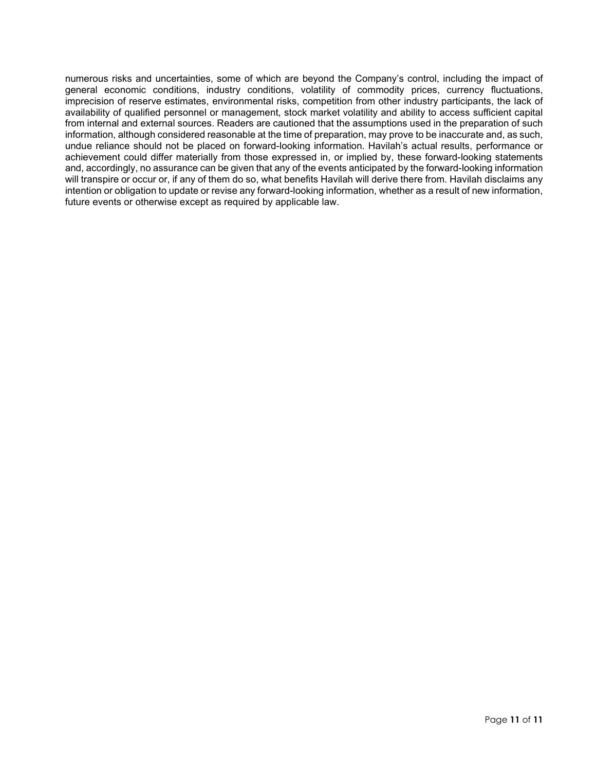numerous risks and uncertainties, some of which are beyond the Company's control, including the impact of general economic conditions, industry conditions, volatility of commodity prices, currency fluctuations, imprecision of reserve estimates, environmental risks, competition from other industry participants, the lack of availability of qualified personnel or management, stock market volatility and ability to access sufficient capital from internal and external sources. Readers are cautioned that the assumptions used in the preparation of such information, although considered reasonable at the time of preparation, may prove to be inaccurate and, as such, undue reliance should not be placed on forward-looking information. Havilah's actual results, performance or achievement could differ materially from those expressed in, or implied by, these forward-looking statements and, accordingly, no assurance can be given that any of the events anticipated by the forward-looking information will transpire or occur or, if any of them do so, what benefits Havilah will derive there from. Havilah disclaims any intention or obligation to update or revise any forward-looking information, whether as a result of new information, future events or otherwise except as required by applicable law.